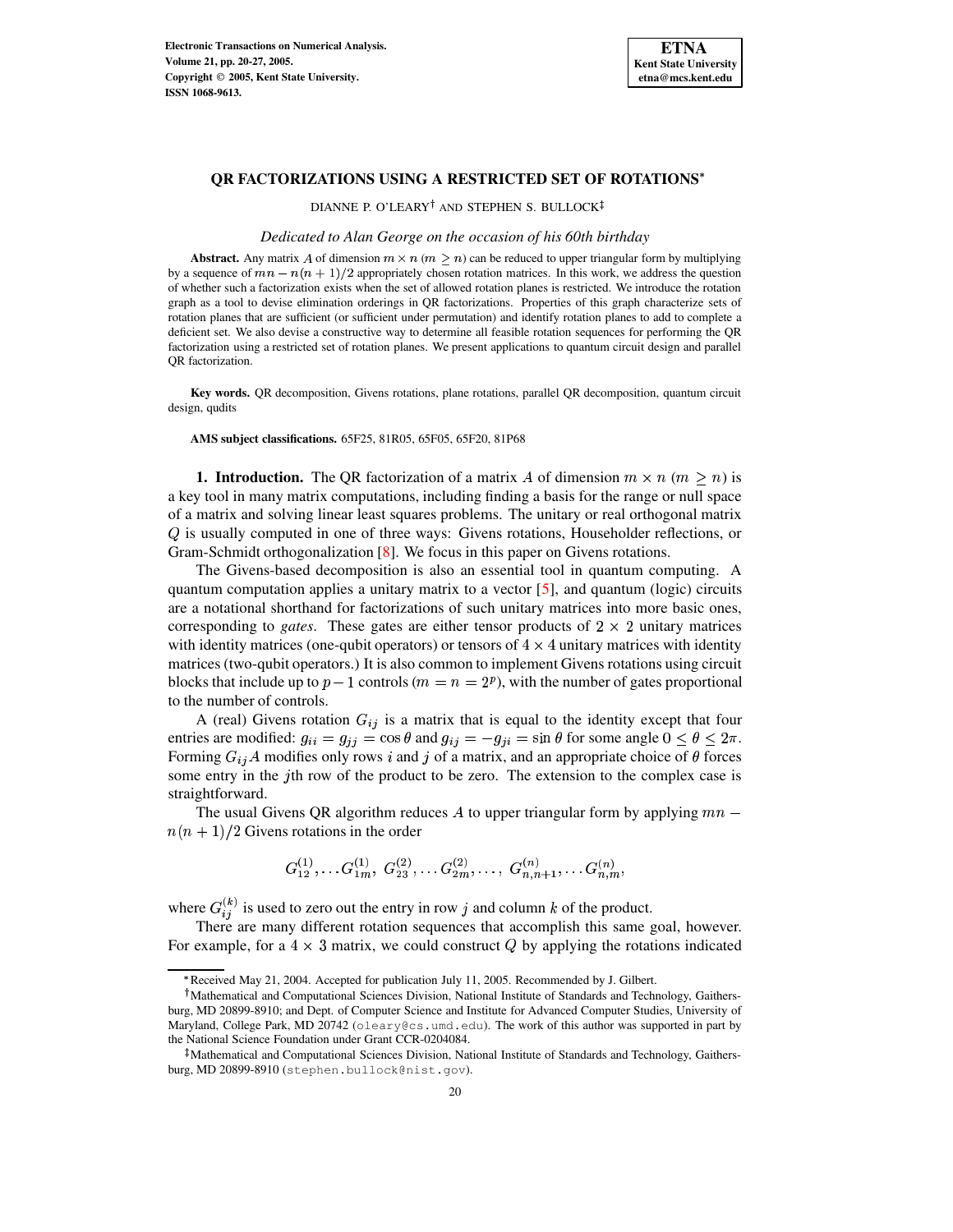# QR FACTORIZATIONS USING A RESTRICTED SET OF ROTATIONS*

DIANNE P. O'LEARY[†] AND STEPHEN S. BULLOCK[‡]

*Dedicated to Alan George on the occasion of his 60th birthday*

**Abstract.** Any matrix $A$ of dimension $m \times n$ ($m \geq n$) can be reduced to upper triangular form by multiplying by a sequence of $mn - n(n+1)/2$ appropriately chosen rotation matrices. In this work, we address the question of whether such a factorization exists when the set of allowed rotation planes is restricted. We introduce the rotation graph as a tool to devise elimination orderings in QR factorizations. Properties of this graph characterize sets of rotation planes that are sufficient (or sufficient under permutation) and identify rotation planes to add to complete a deficient set. We also devise a constructive way to determine all feasible rotation sequences for performing the QR factorization using a restricted set of rotation planes. We present applications to quantum circuit design and parallel QR factorization.

**Key words.** QR decomposition, Givens rotations, plane rotations, parallel QR decomposition, quantum circuit design, qudits

**AMS subject classifications.** 65F25, 81R05, 65F05, 65F20, 81P68

**1. Introduction.** The QR factorization of a matrix $A$ of dimension $m \times n$ ($m \geq n$) is a key tool in many matrix computations, including finding a basis for the range or null space of a matrix and solving linear least squares problems. The unitary or real orthogonal matrix $Q$ is usually computed in one of three ways: Givens rotations, Householder reflections, or Gram-Schmidt orthogonalization [8]. We focus in this paper on Givens rotations.

The Givens-based decomposition is also an essential tool in quantum computing. A quantum computation applies a unitary matrix to a vector [5], and quantum (logic) circuits are a notational shorthand for factorizations of such unitary matrices into more basic ones, corresponding to *gates*. These gates are either tensor products of $2 \times 2$ unitary matrices with identity matrices (one-qubit operators) or tensors of $4 \times 4$ unitary matrices with identity matrices (two-qubit operators.) It is also common to implement Givens rotations using circuit blocks that include up to $p-1$ controls ($m = n = 2^p$), with the number of gates proportional to the number of controls.

A (real) Givens rotation $G_{ij}$ is a matrix that is equal to the identity except that four entries are modified: $g_{ii} = g_{jj} = \cos\theta$ and $g_{ij} = -g_{ji} = \sin\theta$ for some angle $0 \leq \theta \leq 2\pi$. Forming $G_{ij}A$ modifies only rows $i$ and $j$ of a matrix, and an appropriate choice of $\theta$ forces some entry in the $j$th row of the product to be zero. The extension to the complex case is straightforward.

The usual Givens QR algorithm reduces $A$ to upper triangular form by applying $mn - n(n+1)/2$ Givens rotations in the order

$$G_{12}^{(1)}, \ldots G_{1m}^{(1)},\ G_{23}^{(2)}, \ldots G_{2m}^{(2)}, \ldots,\ G_{n,n+1}^{(n)}, \ldots G_{n,m}^{(n)},$$

where $G_{ij}^{(k)}$ is used to zero out the entry in row $j$ and column $k$ of the product.

There are many different rotation sequences that accomplish this same goal, however. For example, for a $4 \times 3$ matrix, we could construct $Q$ by applying the rotations indicated

---

*Received May 21, 2004. Accepted for publication July 11, 2005. Recommended by J. Gilbert.

[†]Mathematical and Computational Sciences Division, National Institute of Standards and Technology, Gaithersburg, MD 20899-8910; and Dept. of Computer Science and Institute for Advanced Computer Studies, University of Maryland, College Park, MD 20742 (oleary@cs.umd.edu). The work of this author was supported in part by the National Science Foundation under Grant CCR-0204084.

[‡]Mathematical and Computational Sciences Division, National Institute of Standards and Technology, Gaithersburg, MD 20899-8910 (stephen.bullock@nist.gov).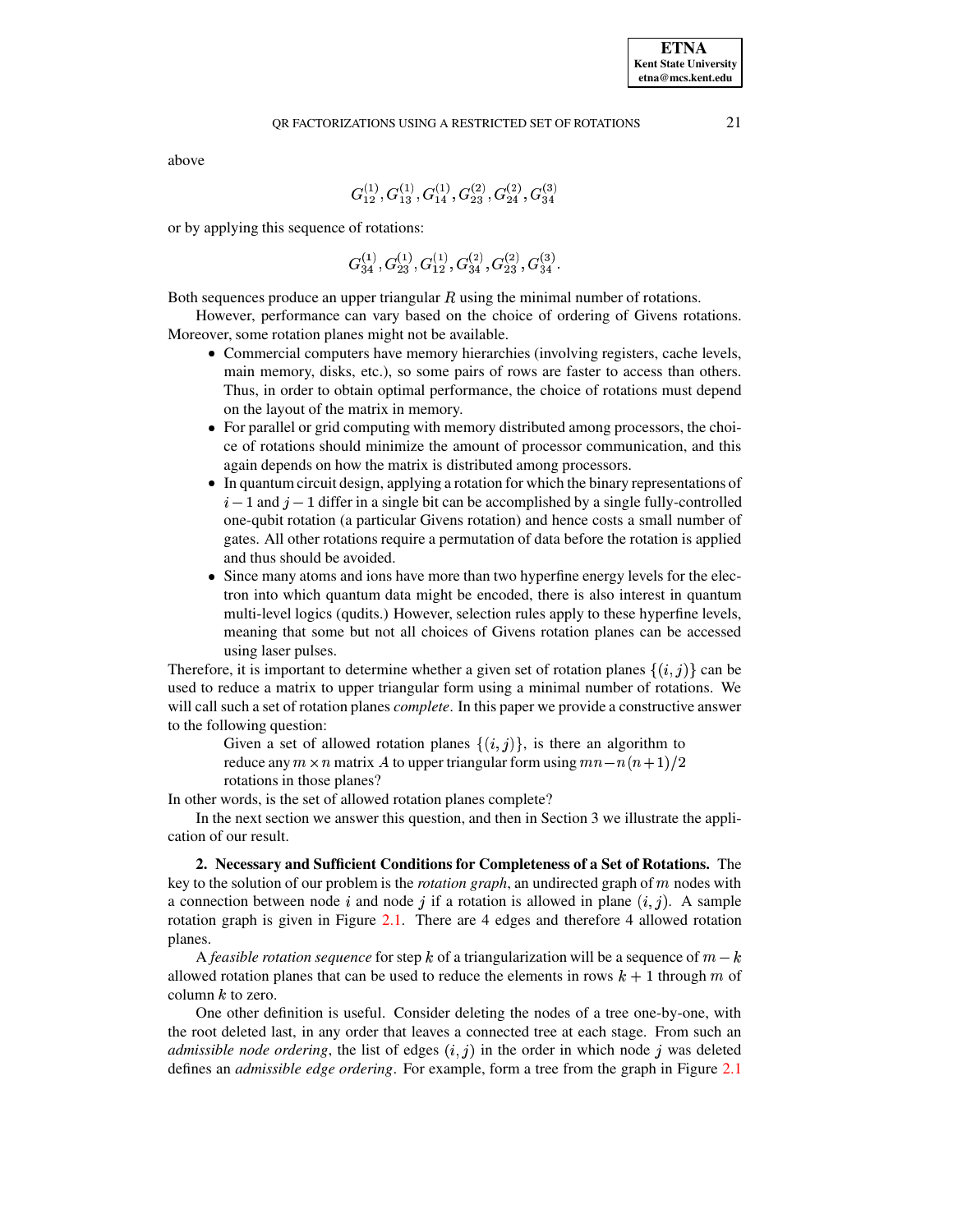above

$$G_{12}^{(1)}, G_{13}^{(1)}, G_{14}^{(1)}, G_{23}^{(2)}, G_{24}^{(2)}, G_{34}^{(3)}$$

or by applying this sequence of rotations:

$$G_{34}^{(1)}, G_{23}^{(1)}, G_{12}^{(1)}, G_{34}^{(2)}, G_{23}^{(2)}, G_{34}^{(3)}.$$

Both sequences produce an upper triangular $R$ using the minimal number of rotations.

However, performance can vary based on the choice of ordering of Givens rotations. Moreover, some rotation planes might not be available.

- Commercial computers have memory hierarchies (involving registers, cache levels, main memory, disks, etc.), so some pairs of rows are faster to access than others. Thus, in order to obtain optimal performance, the choice of rotations must depend on the layout of the matrix in memory.
- For parallel or grid computing with memory distributed among processors, the choice of rotations should minimize the amount of processor communication, and this again depends on how the matrix is distributed among processors.
- In quantum circuit design, applying a rotation for which the binary representations of $i-1$ and $j-1$ differ in a single bit can be accomplished by a single fully-controlled one-qubit rotation (a particular Givens rotation) and hence costs a small number of gates. All other rotations require a permutation of data before the rotation is applied and thus should be avoided.
- Since many atoms and ions have more than two hyperfine energy levels for the electron into which quantum data might be encoded, there is also interest in quantum multi-level logics (qudits.) However, selection rules apply to these hyperfine levels, meaning that some but not all choices of Givens rotation planes can be accessed using laser pulses.

Therefore, it is important to determine whether a given set of rotation planes $\{(i, j)\}$ can be used to reduce a matrix to upper triangular form using a minimal number of rotations. We will call such a set of rotation planes *complete*. In this paper we provide a constructive answer to the following question:

> Given a set of allowed rotation planes $\{(i, j)\}$, is there an algorithm to reduce any $m \times n$ matrix $A$ to upper triangular form using $mn - n(n+1)/2$ rotations in those planes?

In other words, is the set of allowed rotation planes complete?

In the next section we answer this question, and then in Section 3 we illustrate the application of our result.

## 2. Necessary and Sufficient Conditions for Completeness of a Set of Rotations.

The key to the solution of our problem is the *rotation graph*, an undirected graph of $m$ nodes with a connection between node $i$ and node $j$ if a rotation is allowed in plane $(i, j)$. A sample rotation graph is given in Figure 2.1. There are 4 edges and therefore 4 allowed rotation planes.

A *feasible rotation sequence* for step $k$ of a triangularization will be a sequence of $m - k$ allowed rotation planes that can be used to reduce the elements in rows $k + 1$ through $m$ of column $k$ to zero.

One other definition is useful. Consider deleting the nodes of a tree one-by-one, with the root deleted last, in any order that leaves a connected tree at each stage. From such an *admissible node ordering*, the list of edges $(i, j)$ in the order in which node $j$ was deleted defines an *admissible edge ordering*. For example, form a tree from the graph in Figure 2.1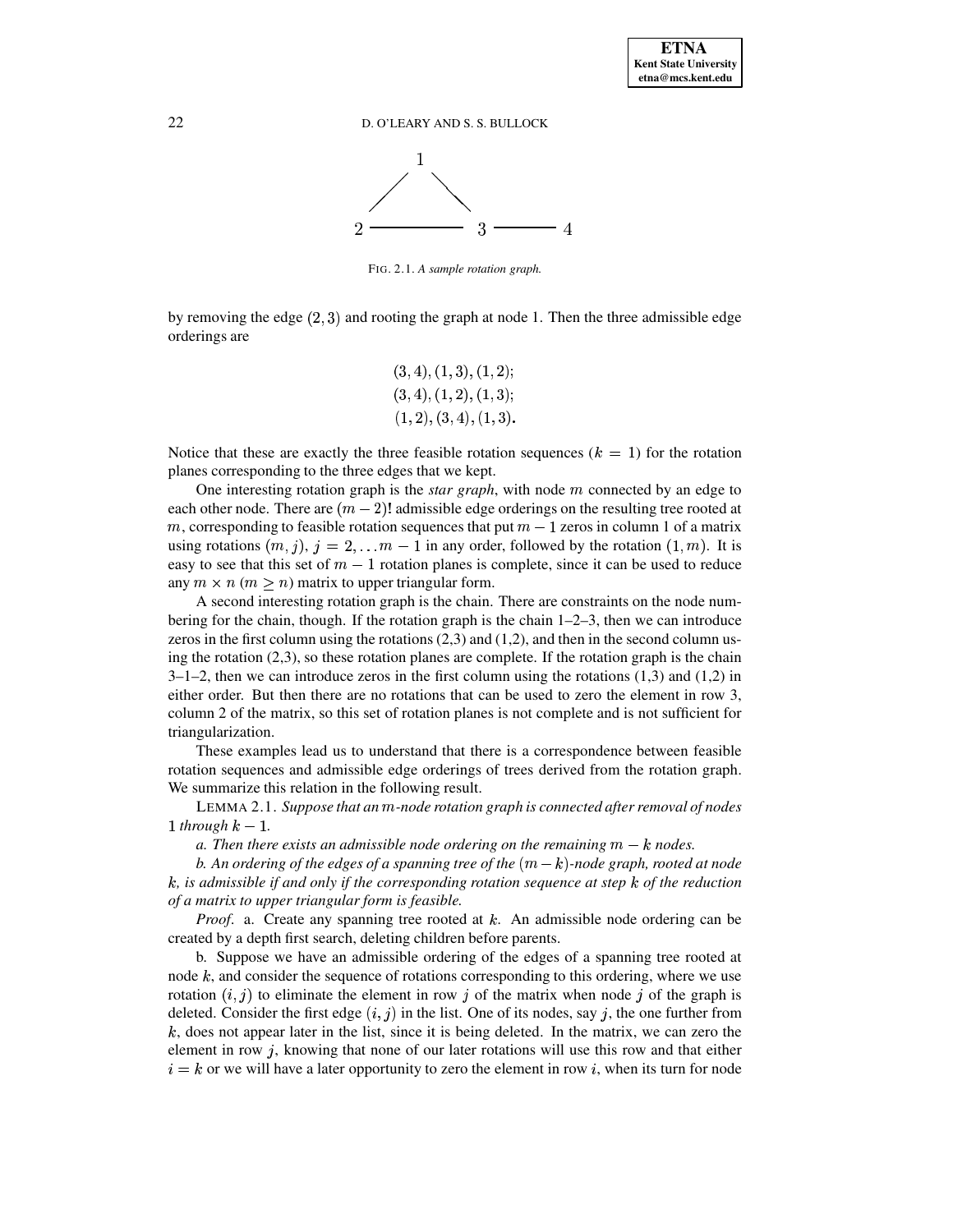FIG. 2.1. *A sample rotation graph.*

by removing the edge $(2, 3)$ and rooting the graph at node 1. Then the three admissible edge orderings are

$$(3,4), (1,3), (1,2);$$
$$(3,4), (1,2), (1,3);$$
$$(1,2), (3,4), (1,3).$$

Notice that these are exactly the three feasible rotation sequences ($k = 1$) for the rotation planes corresponding to the three edges that we kept.

One interesting rotation graph is the *star graph*, with node $m$ connected by an edge to each other node. There are $(m-2)!$ admissible edge orderings on the resulting tree rooted at $m$, corresponding to feasible rotation sequences that put $m-1$ zeros in column 1 of a matrix using rotations $(m, j)$, $j = 2, \ldots m-1$ in any order, followed by the rotation $(1, m)$. It is easy to see that this set of $m-1$ rotation planes is complete, since it can be used to reduce any $m \times n$ ($m \geq n$) matrix to upper triangular form.

A second interesting rotation graph is the chain. There are constraints on the node numbering for the chain, though. If the rotation graph is the chain 1–2–3, then we can introduce zeros in the first column using the rotations (2,3) and (1,2), and then in the second column using the rotation (2,3), so these rotation planes are complete. If the rotation graph is the chain 3–1–2, then we can introduce zeros in the first column using the rotations (1,3) and (1,2) in either order. But then there are no rotations that can be used to zero the element in row 3, column 2 of the matrix, so this set of rotation planes is not complete and is not sufficient for triangularization.

These examples lead us to understand that there is a correspondence between feasible rotation sequences and admissible edge orderings of trees derived from the rotation graph. We summarize this relation in the following result.

LEMMA 2.1. *Suppose that an $m$-node rotation graph is connected after removal of nodes $1$ through $k-1$.*

*a. Then there exists an admissible node ordering on the remaining $m-k$ nodes.*

*b. An ordering of the edges of a spanning tree of the $(m-k)$-node graph, rooted at node $k$, is admissible if and only if the corresponding rotation sequence at step $k$ of the reduction of a matrix to upper triangular form is feasible.*

*Proof*. a. Create any spanning tree rooted at $k$. An admissible node ordering can be created by a depth first search, deleting children before parents.

b. Suppose we have an admissible ordering of the edges of a spanning tree rooted at node $k$, and consider the sequence of rotations corresponding to this ordering, where we use rotation $(i, j)$ to eliminate the element in row $j$ of the matrix when node $j$ of the graph is deleted. Consider the first edge $(i, j)$ in the list. One of its nodes, say $j$, the one further from $k$, does not appear later in the list, since it is being deleted. In the matrix, we can zero the element in row $j$, knowing that none of our later rotations will use this row and that either $i = k$ or we will have a later opportunity to zero the element in row $i$, when its turn for node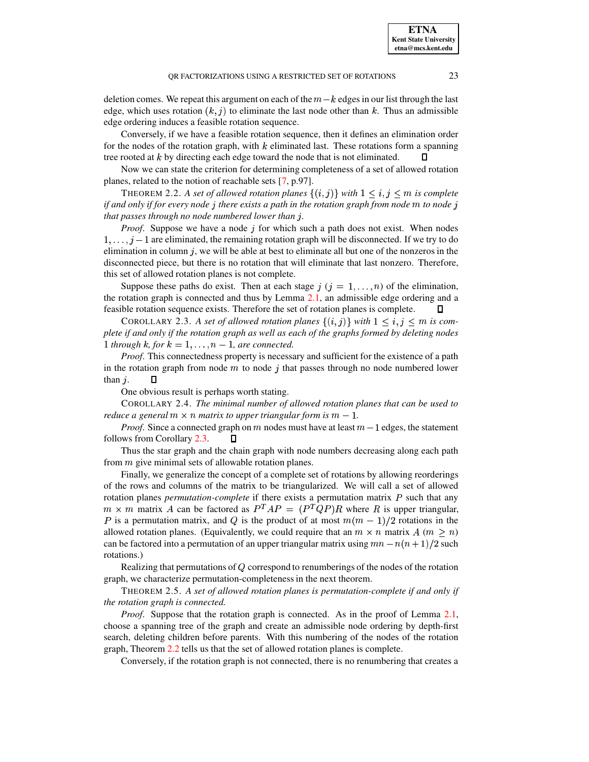deletion comes. We repeat this argument on each of the $m-k$ edges in our list through the last edge, which uses rotation $(k, j)$ to eliminate the last node other than $k$. Thus an admissible edge ordering induces a feasible rotation sequence.

Conversely, if we have a feasible rotation sequence, then it defines an elimination order for the nodes of the rotation graph, with $k$ eliminated last. These rotations form a spanning tree rooted at $k$ by directing each edge toward the node that is not eliminated. ☐

Now we can state the criterion for determining completeness of a set of allowed rotation planes, related to the notion of reachable sets [7, p.97].

THEOREM 2.2. *A set of allowed rotation planes $\{(i,j)\}$ with $1 \leq i, j \leq m$ is complete if and only if for every node $j$ there exists a path in the rotation graph from node $m$ to node $j$ that passes through no node numbered lower than $j$.*

*Proof*. Suppose we have a node $j$ for which such a path does not exist. When nodes $1, \ldots, j-1$ are eliminated, the remaining rotation graph will be disconnected. If we try to do elimination in column $j$, we will be able at best to eliminate all but one of the nonzeros in the disconnected piece, but there is no rotation that will eliminate that last nonzero. Therefore, this set of allowed rotation planes is not complete.

Suppose these paths do exist. Then at each stage $j$ $(j = 1, \ldots, n)$ of the elimination, the rotation graph is connected and thus by Lemma 2.1, an admissible edge ordering and a feasible rotation sequence exists. Therefore the set of rotation planes is complete. ☐

COROLLARY 2.3. *A set of allowed rotation planes $\{(i,j)\}$ with $1 \leq i, j \leq m$ is complete if and only if the rotation graph as well as each of the graphs formed by deleting nodes 1 through $k$, for $k = 1, \ldots, n-1$, are connected.*

*Proof*. This connectedness property is necessary and sufficient for the existence of a path in the rotation graph from node $m$ to node $j$ that passes through no node numbered lower than $j$. ☐

One obvious result is perhaps worth stating.

COROLLARY 2.4. *The minimal number of allowed rotation planes that can be used to reduce a general $m \times n$ matrix to upper triangular form is $m-1$.*

*Proof*. Since a connected graph on $m$ nodes must have at least $m-1$ edges, the statement follows from Corollary 2.3. ☐

Thus the star graph and the chain graph with node numbers decreasing along each path from $m$ give minimal sets of allowable rotation planes.

Finally, we generalize the concept of a complete set of rotations by allowing reorderings of the rows and columns of the matrix to be triangularized. We will call a set of allowed rotation planes *permutation-complete* if there exists a permutation matrix $P$ such that any $m \times m$ matrix $A$ can be factored as $P^T A P = (P^T Q P) R$ where $R$ is upper triangular, $P$ is a permutation matrix, and $Q$ is the product of at most $m(m-1)/2$ rotations in the allowed rotation planes. (Equivalently, we could require that an $m \times n$ matrix $A$ $(m \geq n)$ can be factored into a permutation of an upper triangular matrix using $mn - n(n+1)/2$ such rotations.)

Realizing that permutations of $Q$ correspond to renumberings of the nodes of the rotation graph, we characterize permutation-completeness in the next theorem.

THEOREM 2.5. *A set of allowed rotation planes is permutation-complete if and only if the rotation graph is connected.*

*Proof*. Suppose that the rotation graph is connected. As in the proof of Lemma 2.1, choose a spanning tree of the graph and create an admissible node ordering by depth-first search, deleting children before parents. With this numbering of the nodes of the rotation graph, Theorem 2.2 tells us that the set of allowed rotation planes is complete.

Conversely, if the rotation graph is not connected, there is no renumbering that creates a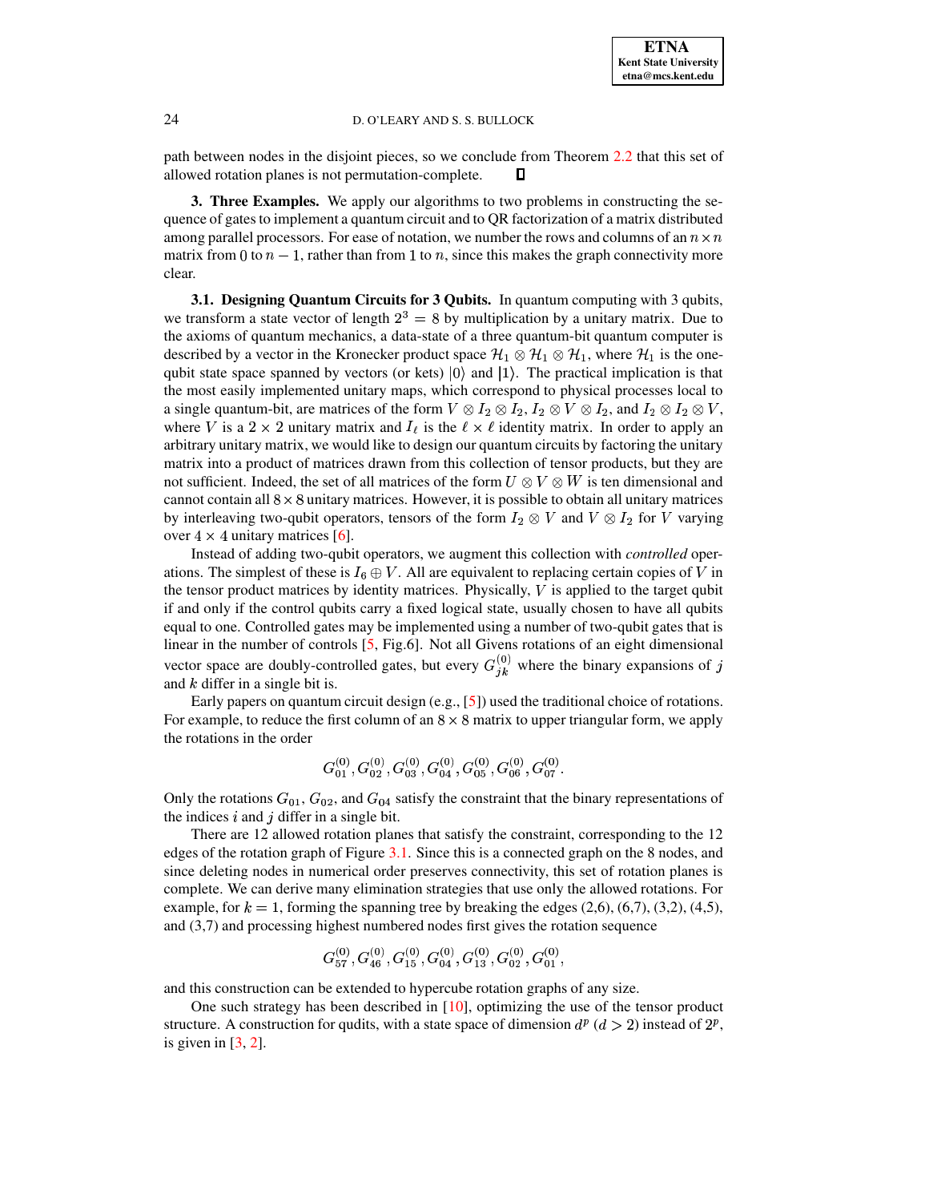path between nodes in the disjoint pieces, so we conclude from Theorem 2.2 that this set of allowed rotation planes is not permutation-complete. ∎

## 3. Three Examples.

We apply our algorithms to two problems in constructing the sequence of gates to implement a quantum circuit and to QR factorization of a matrix distributed among parallel processors. For ease of notation, we number the rows and columns of an $n \times n$ matrix from 0 to $n-1$, rather than from 1 to $n$, since this makes the graph connectivity more clear.

### 3.1. Designing Quantum Circuits for 3 Qubits.

In quantum computing with 3 qubits, we transform a state vector of length $2^3 = 8$ by multiplication by a unitary matrix. Due to the axioms of quantum mechanics, a data-state of a three quantum-bit quantum computer is described by a vector in the Kronecker product space $\mathcal{H}_1 \otimes \mathcal{H}_1 \otimes \mathcal{H}_1$, where $\mathcal{H}_1$ is the one-qubit state space spanned by vectors (or kets) $|0\rangle$ and $|1\rangle$. The practical implication is that the most easily implemented unitary maps, which correspond to physical processes local to a single quantum-bit, are matrices of the form $V \otimes I_2 \otimes I_2$, $I_2 \otimes V \otimes I_2$, and $I_2 \otimes I_2 \otimes V$, where $V$ is a $2 \times 2$ unitary matrix and $I_\ell$ is the $\ell \times \ell$ identity matrix. In order to apply an arbitrary unitary matrix, we would like to design our quantum circuits by factoring the unitary matrix into a product of matrices drawn from this collection of tensor products, but they are not sufficient. Indeed, the set of all matrices of the form $U \otimes V \otimes W$ is ten dimensional and cannot contain all $8 \times 8$ unitary matrices. However, it is possible to obtain all unitary matrices by interleaving two-qubit operators, tensors of the form $I_2 \otimes V$ and $V \otimes I_2$ for $V$ varying over $4 \times 4$ unitary matrices [6].

Instead of adding two-qubit operators, we augment this collection with *controlled* operations. The simplest of these is $I_6 \oplus V$. All are equivalent to replacing certain copies of $V$ in the tensor product matrices by identity matrices. Physically, $V$ is applied to the target qubit if and only if the control qubits carry a fixed logical state, usually chosen to have all qubits equal to one. Controlled gates may be implemented using a number of two-qubit gates that is linear in the number of controls [5, Fig.6]. Not all Givens rotations of an eight dimensional vector space are doubly-controlled gates, but every $G^{(0)}_{jk}$ where the binary expansions of $j$ and $k$ differ in a single bit is.

Early papers on quantum circuit design (e.g., [5]) used the traditional choice of rotations. For example, to reduce the first column of an $8 \times 8$ matrix to upper triangular form, we apply the rotations in the order

$$G^{(0)}_{01}, G^{(0)}_{02}, G^{(0)}_{03}, G^{(0)}_{04}, G^{(0)}_{05}, G^{(0)}_{06}, G^{(0)}_{07}.$$

Only the rotations $G_{01}$, $G_{02}$, and $G_{04}$ satisfy the constraint that the binary representations of the indices $i$ and $j$ differ in a single bit.

There are 12 allowed rotation planes that satisfy the constraint, corresponding to the 12 edges of the rotation graph of Figure 3.1. Since this is a connected graph on the 8 nodes, and since deleting nodes in numerical order preserves connectivity, this set of rotation planes is complete. We can derive many elimination strategies that use only the allowed rotations. For example, for $k = 1$, forming the spanning tree by breaking the edges (2,6), (6,7), (3,2), (4,5), and (3,7) and processing highest numbered nodes first gives the rotation sequence

$$G^{(0)}_{57}, G^{(0)}_{46}, G^{(0)}_{15}, G^{(0)}_{04}, G^{(0)}_{13}, G^{(0)}_{02}, G^{(0)}_{01},$$

and this construction can be extended to hypercube rotation graphs of any size.

One such strategy has been described in [10], optimizing the use of the tensor product structure. A construction for qudits, with a state space of dimension $d^p$ ($d > 2$) instead of $2^p$, is given in [3, 2].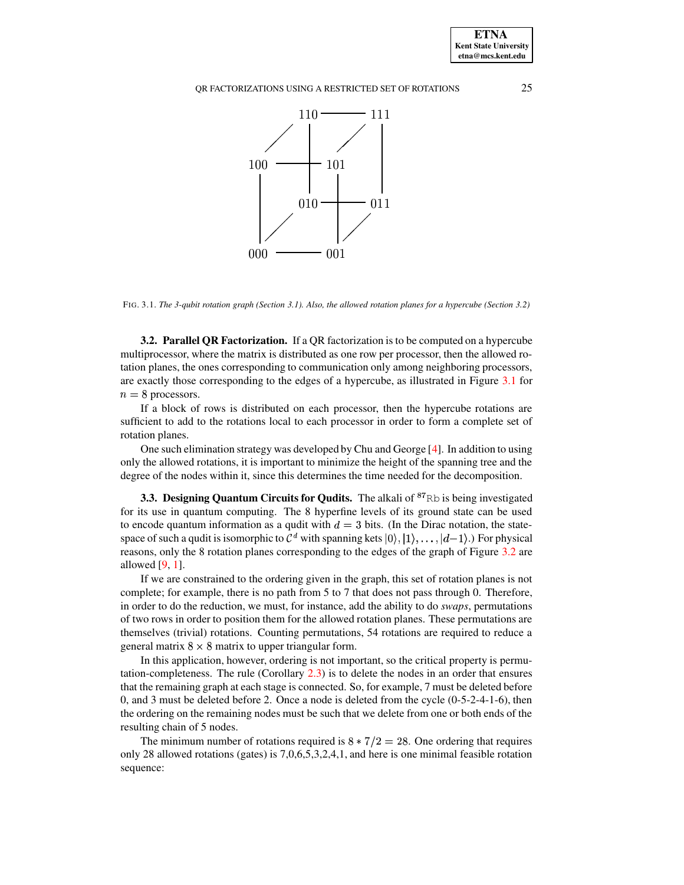FIG. 3.1. *The 3-qubit rotation graph (Section 3.1). Also, the allowed rotation planes for a hypercube (Section 3.2)*

**3.2. Parallel QR Factorization.** If a QR factorization is to be computed on a hypercube multiprocessor, where the matrix is distributed as one row per processor, then the allowed rotation planes, the ones corresponding to communication only among neighboring processors, are exactly those corresponding to the edges of a hypercube, as illustrated in Figure 3.1 for $n = 8$ processors.

If a block of rows is distributed on each processor, then the hypercube rotations are sufficient to add to the rotations local to each processor in order to form a complete set of rotation planes.

One such elimination strategy was developed by Chu and George [4]. In addition to using only the allowed rotations, it is important to minimize the height of the spanning tree and the degree of the nodes within it, since this determines the time needed for the decomposition.

**3.3. Designing Quantum Circuits for Qudits.** The alkali of $^{87}\mathrm{Rb}$ is being investigated for its use in quantum computing. The 8 hyperfine levels of its ground state can be used to encode quantum information as a qudit with $d = 3$ bits. (In the Dirac notation, the state-space of such a qudit is isomorphic to $\mathcal{C}^d$ with spanning kets $|0\rangle, |1\rangle, \ldots, |d{-}1\rangle$.) For physical reasons, only the 8 rotation planes corresponding to the edges of the graph of Figure 3.2 are allowed [9, 1].

If we are constrained to the ordering given in the graph, this set of rotation planes is not complete; for example, there is no path from 5 to 7 that does not pass through 0. Therefore, in order to do the reduction, we must, for instance, add the ability to do *swaps*, permutations of two rows in order to position them for the allowed rotation planes. These permutations are themselves (trivial) rotations. Counting permutations, 54 rotations are required to reduce a general matrix $8 \times 8$ matrix to upper triangular form.

In this application, however, ordering is not important, so the critical property is permutation-completeness. The rule (Corollary 2.3) is to delete the nodes in an order that ensures that the remaining graph at each stage is connected. So, for example, 7 must be deleted before 0, and 3 must be deleted before 2. Once a node is deleted from the cycle (0-5-2-4-1-6), then the ordering on the remaining nodes must be such that we delete from one or both ends of the resulting chain of 5 nodes.

The minimum number of rotations required is $8 * 7/2 = 28$. One ordering that requires only 28 allowed rotations (gates) is 7,0,6,5,3,2,4,1, and here is one minimal feasible rotation sequence: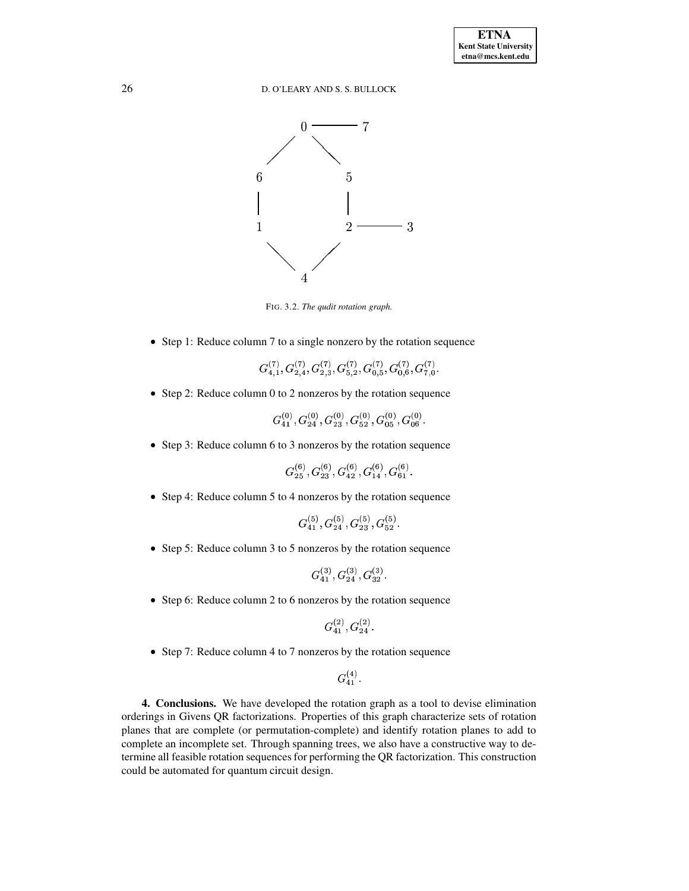FIG. 3.2. *The qudit rotation graph.*

- Step 1: Reduce column 7 to a single nonzero by the rotation sequence

$$G^{(7)}_{4,1}, G^{(7)}_{2,4}, G^{(7)}_{2,3}, G^{(7)}_{5,2}, G^{(7)}_{0,5}, G^{(7)}_{0,6}, G^{(7)}_{7,0}.$$

- Step 2: Reduce column 0 to 2 nonzeros by the rotation sequence

$$G^{(0)}_{41}, G^{(0)}_{24}, G^{(0)}_{23}, G^{(0)}_{52}, G^{(0)}_{05}, G^{(0)}_{06}.$$

- Step 3: Reduce column 6 to 3 nonzeros by the rotation sequence

$$G^{(6)}_{25}, G^{(6)}_{23}, G^{(6)}_{42}, G^{(6)}_{14}, G^{(6)}_{61}.$$

- Step 4: Reduce column 5 to 4 nonzeros by the rotation sequence

$$G^{(5)}_{41}, G^{(5)}_{24}, G^{(5)}_{23}, G^{(5)}_{52}.$$

- Step 5: Reduce column 3 to 5 nonzeros by the rotation sequence

$$G^{(3)}_{41}, G^{(3)}_{24}, G^{(3)}_{32}.$$

- Step 6: Reduce column 2 to 6 nonzeros by the rotation sequence

$$G^{(2)}_{41}, G^{(2)}_{24}.$$

- Step 7: Reduce column 4 to 7 nonzeros by the rotation sequence

$$G^{(4)}_{41}.$$

**4. Conclusions.** We have developed the rotation graph as a tool to devise elimination orderings in Givens QR factorizations. Properties of this graph characterize sets of rotation planes that are complete (or permutation-complete) and identify rotation planes to add to complete an incomplete set. Through spanning trees, we also have a constructive way to determine all feasible rotation sequences for performing the QR factorization. This construction could be automated for quantum circuit design.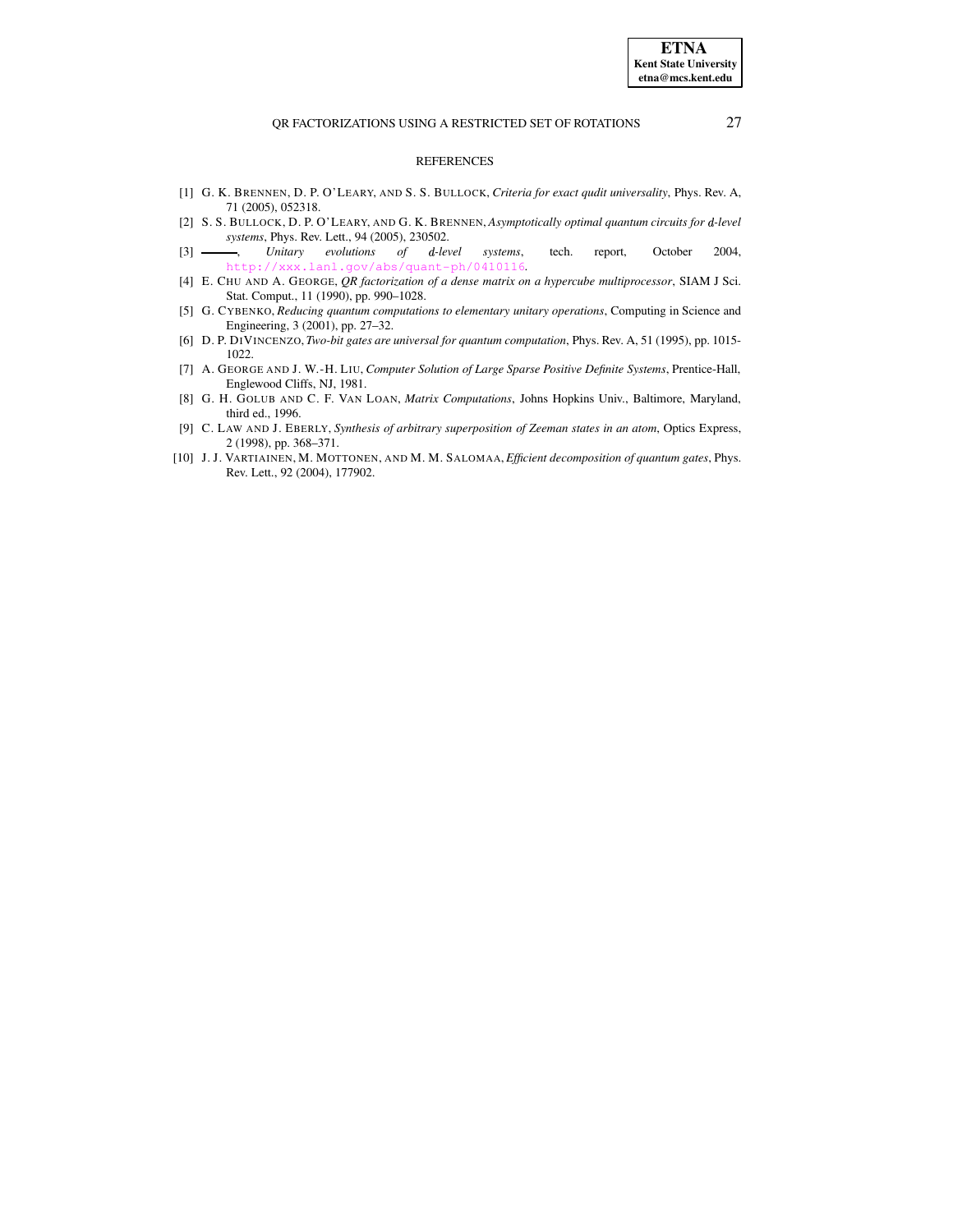## REFERENCES

[1] G. K. Brennen, D. P. O'Leary, and S. S. Bullock, *Criteria for exact qudit universality*, Phys. Rev. A, 71 (2005), 052318.

[2] S. S. Bullock, D. P. O'Leary, and G. K. Brennen, *Asymptotically optimal quantum circuits for d-level systems*, Phys. Rev. Lett., 94 (2005), 230502.

[3] ———, *Unitary evolutions of d-level systems*, tech. report, October 2004, http://xxx.lanl.gov/abs/quant-ph/0410116.

[4] E. Chu and A. George, *QR factorization of a dense matrix on a hypercube multiprocessor*, SIAM J Sci. Stat. Comput., 11 (1990), pp. 990–1028.

[5] G. Cybenko, *Reducing quantum computations to elementary unitary operations*, Computing in Science and Engineering, 3 (2001), pp. 27–32.

[6] D. P. DiVincenzo, *Two-bit gates are universal for quantum computation*, Phys. Rev. A, 51 (1995), pp. 1015-1022.

[7] A. George and J. W.-H. Liu, *Computer Solution of Large Sparse Positive Definite Systems*, Prentice-Hall, Englewood Cliffs, NJ, 1981.

[8] G. H. Golub and C. F. Van Loan, *Matrix Computations*, Johns Hopkins Univ., Baltimore, Maryland, third ed., 1996.

[9] C. Law and J. Eberly, *Synthesis of arbitrary superposition of Zeeman states in an atom*, Optics Express, 2 (1998), pp. 368–371.

[10] J. J. Vartiainen, M. Mottonen, and M. M. Salomaa, *Efficient decomposition of quantum gates*, Phys. Rev. Lett., 92 (2004), 177902.